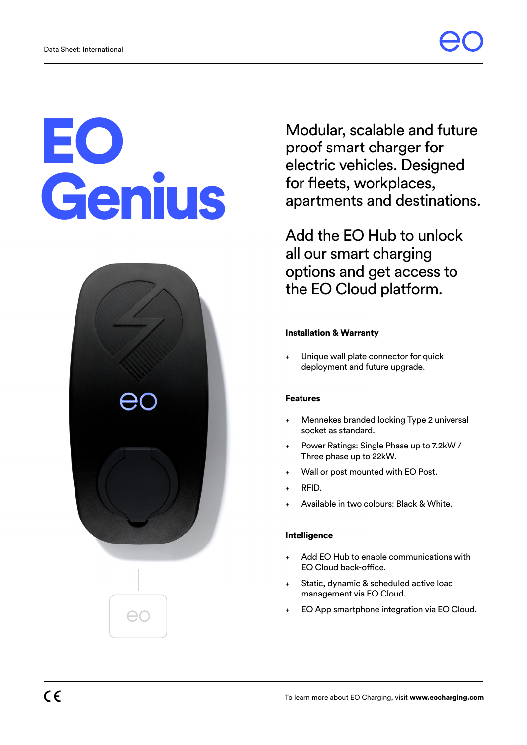# EO Genius

Modular, scalable and future proof smart charger for electric vehicles. Designed for fleets, workplaces, apartments and destinations.

Add the EO Hub to unlock all our smart charging options and get access to the EO Cloud platform.

### Installation & Warranty

- Unique wall plate connector for quick deployment and future upgrade.

### Features

- Mennekes branded locking Type 2 universal socket as standard.
- Power Ratings: Single Phase up to 7.2kW / Three phase up to 22kW.
- Wall or post mounted with EO Post.
- RFID.
- Available in two colours: Black & White.

### Intelligence

- Add EO Hub to enable communications with EO Cloud back-office.
- Static, dynamic & scheduled active load management via EO Cloud.
- EO App smartphone integration via EO Cloud.

To learn more about EO Charging, visit **www.eocharging.com**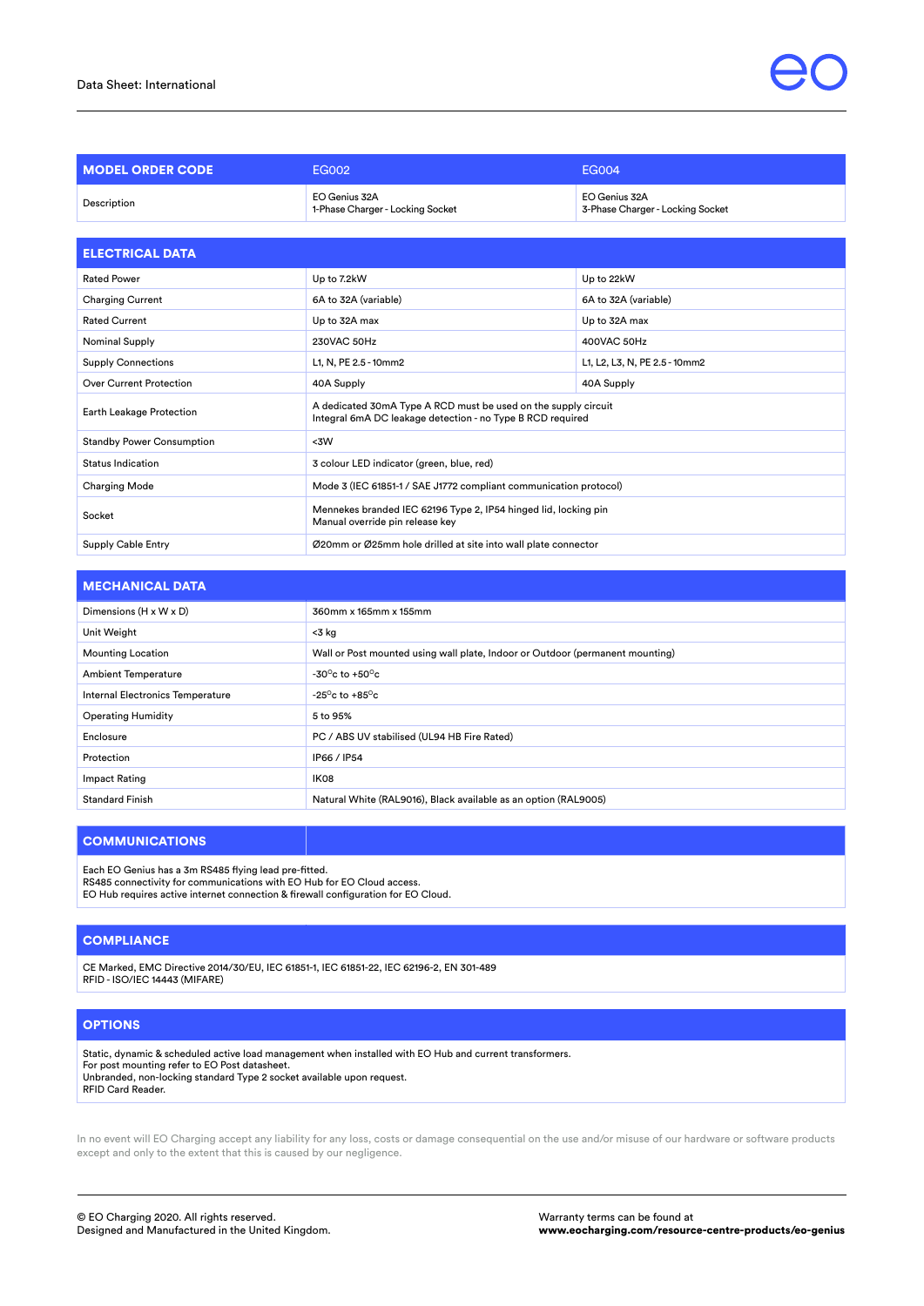| MODEL ORDER CODE | EG002 | EG004 |
|---|---|---|
| Description | EO Genius 32A<br>1-Phase Charger - Locking Socket | EO Genius 32A<br>3-Phase Charger - Locking Socket |

| ELECTRICAL DATA | | |
|---|---|---|
| Rated Power | Up to 7.2kW | Up to 22kW |
| Charging Current | 6A to 32A (variable) | 6A to 32A (variable) |
| Rated Current | Up to 32A max | Up to 32A max |
| Nominal Supply | 230VAC 50Hz | 400VAC 50Hz |
| Supply Connections | L1, N, PE 2.5 - 10mm2 | L1, L2, L3, N, PE 2.5 - 10mm2 |
| Over Current Protection | 40A Supply | 40A Supply |
| Earth Leakage Protection | A dedicated 30mA Type A RCD must be used on the supply circuit<br>Integral 6mA DC leakage detection - no Type B RCD required | |
| Standby Power Consumption | <3W | |
| Status Indication | 3 colour LED indicator (green, blue, red) | |
| Charging Mode | Mode 3 (IEC 61851-1 / SAE J1772 compliant communication protocol) | |
| Socket | Mennekes branded IEC 62196 Type 2, IP54 hinged lid, locking pin<br>Manual override pin release key | |
| Supply Cable Entry | Ø20mm or Ø25mm hole drilled at site into wall plate connector | |

| MECHANICAL DATA | |
|---|---|
| Dimensions (H x W x D) | 360mm x 165mm x 155mm |
| Unit Weight | <3 kg |
| Mounting Location | Wall or Post mounted using wall plate, Indoor or Outdoor (permanent mounting) |
| Ambient Temperature | -30°c to +50°c |
| Internal Electronics Temperature | -25°c to +85°c |
| Operating Humidity | 5 to 95% |
| Enclosure | PC / ABS UV stabilised (UL94 HB Fire Rated) |
| Protection | IP66 / IP54 |
| Impact Rating | IK08 |
| Standard Finish | Natural White (RAL9016), Black available as an option (RAL9005) |

## COMMUNICATIONS

Each EO Genius has a 3m RS485 flying lead pre-fitted.
RS485 connectivity for communications with EO Hub for EO Cloud access.
EO Hub requires active internet connection & firewall configuration for EO Cloud.

## COMPLIANCE

CE Marked, EMC Directive 2014/30/EU, IEC 61851-1, IEC 61851-22, IEC 62196-2, EN 301-489
RFID - ISO/IEC 14443 (MIFARE)

## OPTIONS

Static, dynamic & scheduled active load management when installed with EO Hub and current transformers.
For post mounting refer to EO Post datasheet.
Unbranded, non-locking standard Type 2 socket available upon request.
RFID Card Reader.

In no event will EO Charging accept any liability for any loss, costs or damage consequential on the use and/or misuse of our hardware or software products except and only to the extent that this is caused by our negligence.

© EO Charging 2020. All rights reserved.
Designed and Manufactured in the United Kingdom.

Warranty terms can be found at
**www.eocharging.com/resource-centre-products/eo-genius**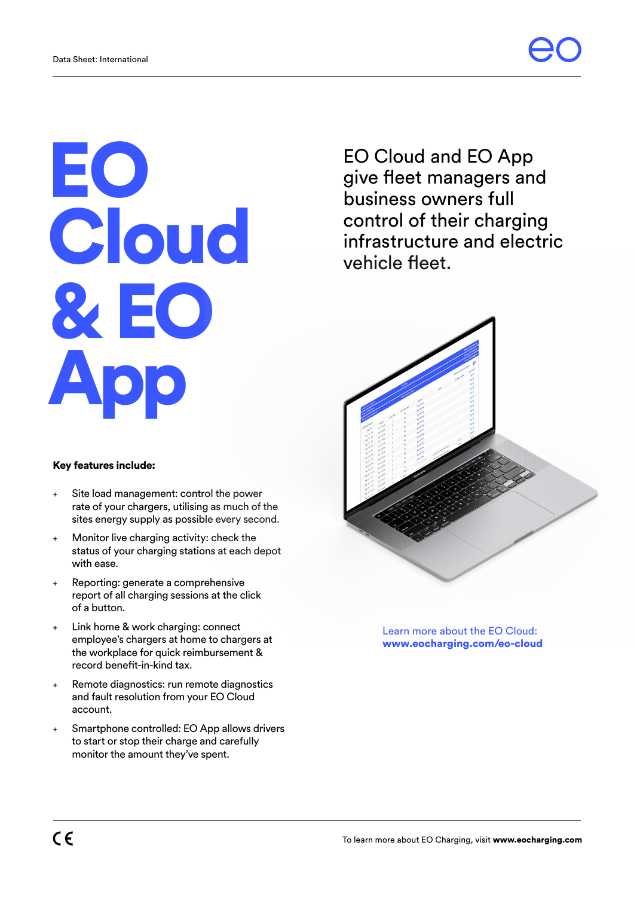# EO Cloud & EO App

EO Cloud and EO App give fleet managers and business owners full control of their charging infrastructure and electric vehicle fleet.

**Key features include:**

- Site load management: control the power rate of your chargers, utilising as much of the sites energy supply as possible every second.
- Monitor live charging activity: check the status of your charging stations at each depot with ease.
- Reporting: generate a comprehensive report of all charging sessions at the click of a button.
- Link home & work charging: connect employee's chargers at home to chargers at the workplace for quick reimbursement & record benefit-in-kind tax.
- Remote diagnostics: run remote diagnostics and fault resolution from your EO Cloud account.
- Smartphone controlled: EO App allows drivers to start or stop their charge and carefully monitor the amount they've spent.

Learn more about the EO Cloud:
**www.eocharging.com/eo-cloud**

To learn more about EO Charging, visit **www.eocharging.com**